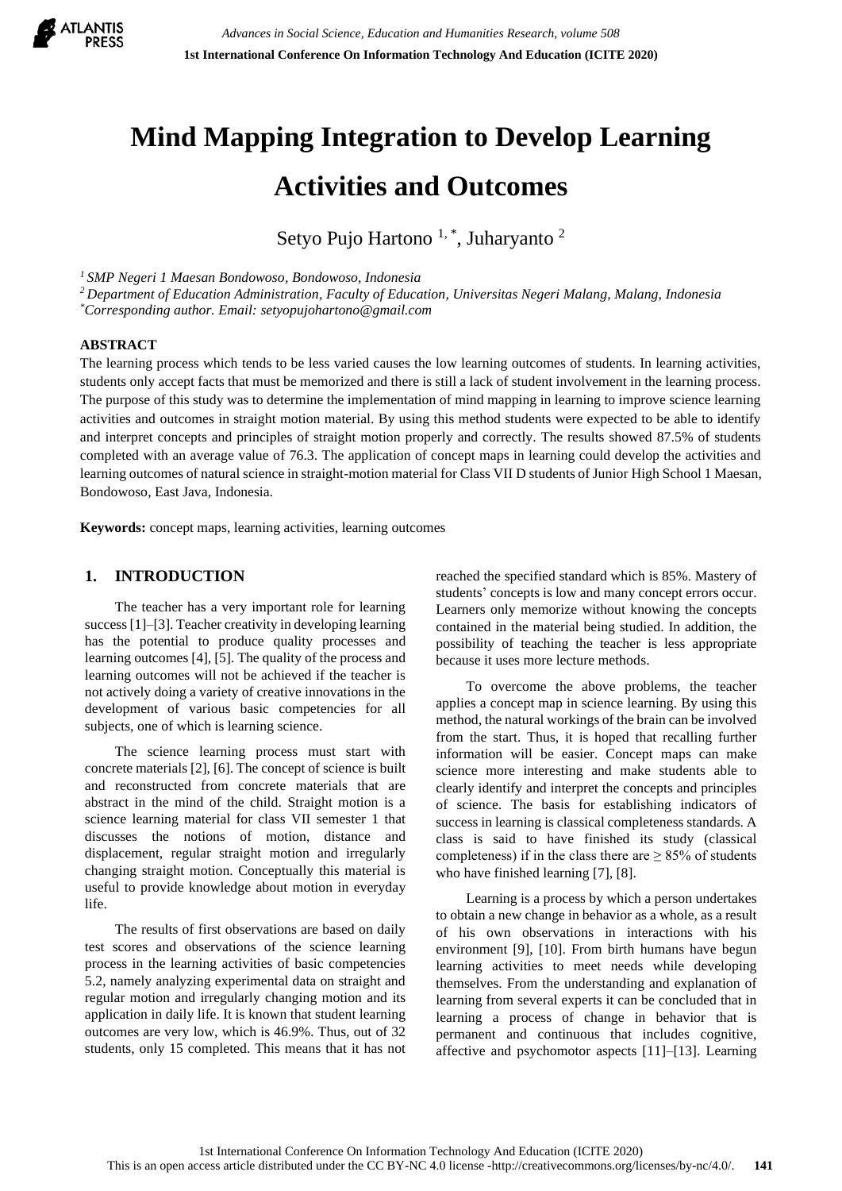# Mind Mapping Integration to Develop Learning Activities and Outcomes

Setyo Pujo Hartono [1,*], Juharyanto [2]

[1] *SMP Negeri 1 Maesan Bondowoso, Bondowoso, Indonesia*
[2] *Department of Education Administration, Faculty of Education, Universitas Negeri Malang, Malang, Indonesia*
[*] *Corresponding author. Email: setyopujohartono@gmail.com*

**ABSTRACT**

The learning process which tends to be less varied causes the low learning outcomes of students. In learning activities, students only accept facts that must be memorized and there is still a lack of student involvement in the learning process. The purpose of this study was to determine the implementation of mind mapping in learning to improve science learning activities and outcomes in straight motion material. By using this method students were expected to be able to identify and interpret concepts and principles of straight motion properly and correctly. The results showed 87.5% of students completed with an average value of 76.3. The application of concept maps in learning could develop the activities and learning outcomes of natural science in straight-motion material for Class VII D students of Junior High School 1 Maesan, Bondowoso, East Java, Indonesia.

**Keywords:** concept maps, learning activities, learning outcomes

## 1. INTRODUCTION

The teacher has a very important role for learning success [1]–[3]. Teacher creativity in developing learning has the potential to produce quality processes and learning outcomes [4], [5]. The quality of the process and learning outcomes will not be achieved if the teacher is not actively doing a variety of creative innovations in the development of various basic competencies for all subjects, one of which is learning science.

The science learning process must start with concrete materials [2], [6]. The concept of science is built and reconstructed from concrete materials that are abstract in the mind of the child. Straight motion is a science learning material for class VII semester 1 that discusses the notions of motion, distance and displacement, regular straight motion and irregularly changing straight motion. Conceptually this material is useful to provide knowledge about motion in everyday life.

The results of first observations are based on daily test scores and observations of the science learning process in the learning activities of basic competencies 5.2, namely analyzing experimental data on straight and regular motion and irregularly changing motion and its application in daily life. It is known that student learning outcomes are very low, which is 46.9%. Thus, out of 32 students, only 15 completed. This means that it has not reached the specified standard which is 85%. Mastery of students' concepts is low and many concept errors occur. Learners only memorize without knowing the concepts contained in the material being studied. In addition, the possibility of teaching the teacher is less appropriate because it uses more lecture methods.

To overcome the above problems, the teacher applies a concept map in science learning. By using this method, the natural workings of the brain can be involved from the start. Thus, it is hoped that recalling further information will be easier. Concept maps can make science more interesting and make students able to clearly identify and interpret the concepts and principles of science. The basis for establishing indicators of success in learning is classical completeness standards. A class is said to have finished its study (classical completeness) if in the class there are ≥ 85% of students who have finished learning [7], [8].

Learning is a process by which a person undertakes to obtain a new change in behavior as a whole, as a result of his own observations in interactions with his environment [9], [10]. From birth humans have begun learning activities to meet needs while developing themselves. From the understanding and explanation of learning from several experts it can be concluded that in learning a process of change in behavior that is permanent and continuous that includes cognitive, affective and psychomotor aspects [11]–[13]. Learning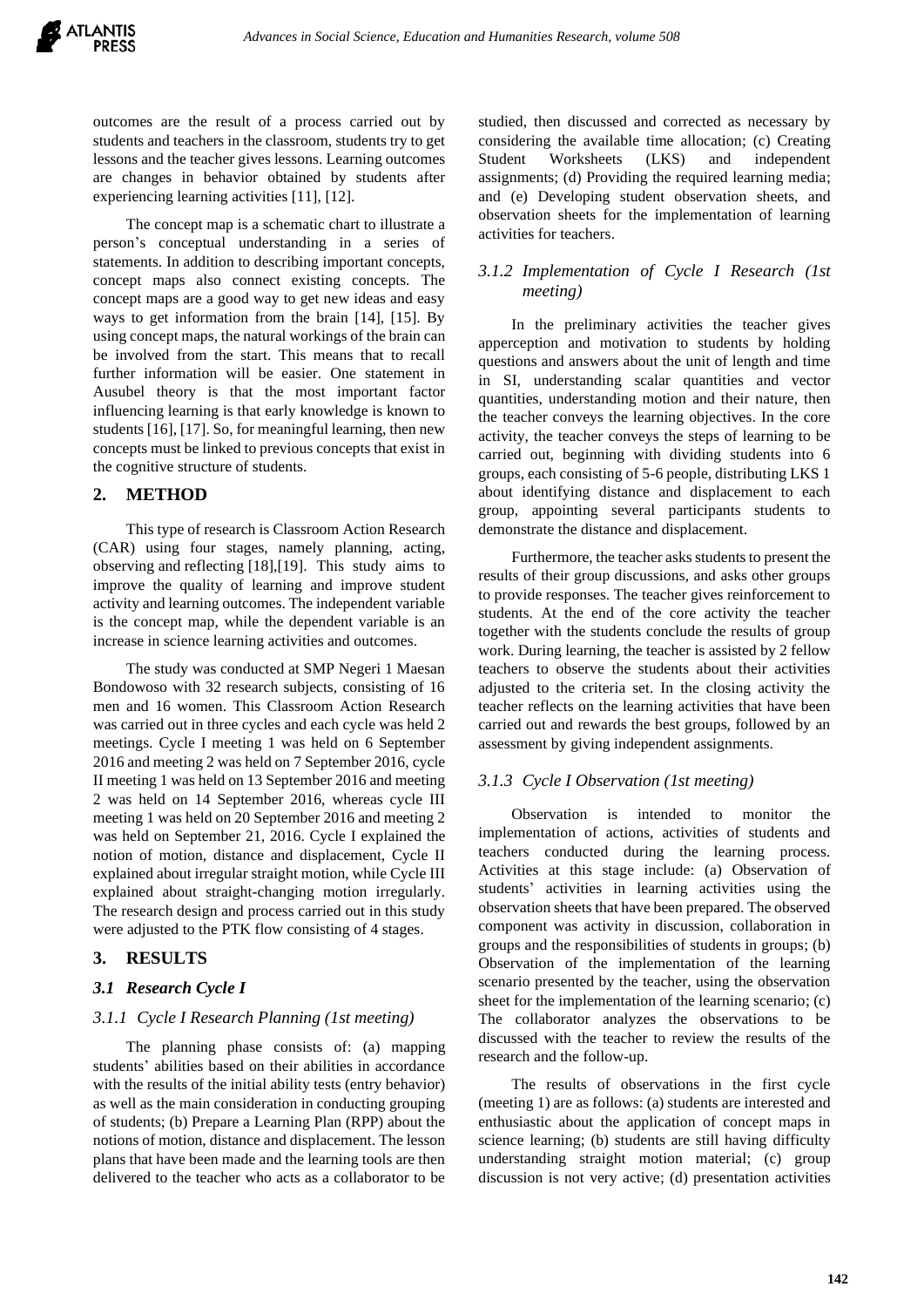outcomes are the result of a process carried out by students and teachers in the classroom, students try to get lessons and the teacher gives lessons. Learning outcomes are changes in behavior obtained by students after experiencing learning activities [11], [12].

The concept map is a schematic chart to illustrate a person's conceptual understanding in a series of statements. In addition to describing important concepts, concept maps also connect existing concepts. The concept maps are a good way to get new ideas and easy ways to get information from the brain [14], [15]. By using concept maps, the natural workings of the brain can be involved from the start. This means that to recall further information will be easier. One statement in Ausubel theory is that the most important factor influencing learning is that early knowledge is known to students [16], [17]. So, for meaningful learning, then new concepts must be linked to previous concepts that exist in the cognitive structure of students.

## 2. METHOD

This type of research is Classroom Action Research (CAR) using four stages, namely planning, acting, observing and reflecting [18],[19]. This study aims to improve the quality of learning and improve student activity and learning outcomes. The independent variable is the concept map, while the dependent variable is an increase in science learning activities and outcomes.

The study was conducted at SMP Negeri 1 Maesan Bondowoso with 32 research subjects, consisting of 16 men and 16 women. This Classroom Action Research was carried out in three cycles and each cycle was held 2 meetings. Cycle I meeting 1 was held on 6 September 2016 and meeting 2 was held on 7 September 2016, cycle II meeting 1 was held on 13 September 2016 and meeting 2 was held on 14 September 2016, whereas cycle III meeting 1 was held on 20 September 2016 and meeting 2 was held on September 21, 2016. Cycle I explained the notion of motion, distance and displacement, Cycle II explained about irregular straight motion, while Cycle III explained about straight-changing motion irregularly. The research design and process carried out in this study were adjusted to the PTK flow consisting of 4 stages.

## 3. RESULTS

### *3.1 Research Cycle I*

#### *3.1.1 Cycle I Research Planning (1st meeting)*

The planning phase consists of: (a) mapping students' abilities based on their abilities in accordance with the results of the initial ability tests (entry behavior) as well as the main consideration in conducting grouping of students; (b) Prepare a Learning Plan (RPP) about the notions of motion, distance and displacement. The lesson plans that have been made and the learning tools are then delivered to the teacher who acts as a collaborator to be studied, then discussed and corrected as necessary by considering the available time allocation; (c) Creating Student Worksheets (LKS) and independent assignments; (d) Providing the required learning media; and (e) Developing student observation sheets, and observation sheets for the implementation of learning activities for teachers.

#### *3.1.2 Implementation of Cycle I Research (1st meeting)*

In the preliminary activities the teacher gives apperception and motivation to students by holding questions and answers about the unit of length and time in SI, understanding scalar quantities and vector quantities, understanding motion and their nature, then the teacher conveys the learning objectives. In the core activity, the teacher conveys the steps of learning to be carried out, beginning with dividing students into 6 groups, each consisting of 5-6 people, distributing LKS 1 about identifying distance and displacement to each group, appointing several participants students to demonstrate the distance and displacement.

Furthermore, the teacher asks students to present the results of their group discussions, and asks other groups to provide responses. The teacher gives reinforcement to students. At the end of the core activity the teacher together with the students conclude the results of group work. During learning, the teacher is assisted by 2 fellow teachers to observe the students about their activities adjusted to the criteria set. In the closing activity the teacher reflects on the learning activities that have been carried out and rewards the best groups, followed by an assessment by giving independent assignments.

#### *3.1.3 Cycle I Observation (1st meeting)*

Observation is intended to monitor the implementation of actions, activities of students and teachers conducted during the learning process. Activities at this stage include: (a) Observation of students' activities in learning activities using the observation sheets that have been prepared. The observed component was activity in discussion, collaboration in groups and the responsibilities of students in groups; (b) Observation of the implementation of the learning scenario presented by the teacher, using the observation sheet for the implementation of the learning scenario; (c) The collaborator analyzes the observations to be discussed with the teacher to review the results of the research and the follow-up.

The results of observations in the first cycle (meeting 1) are as follows: (a) students are interested and enthusiastic about the application of concept maps in science learning; (b) students are still having difficulty understanding straight motion material; (c) group discussion is not very active; (d) presentation activities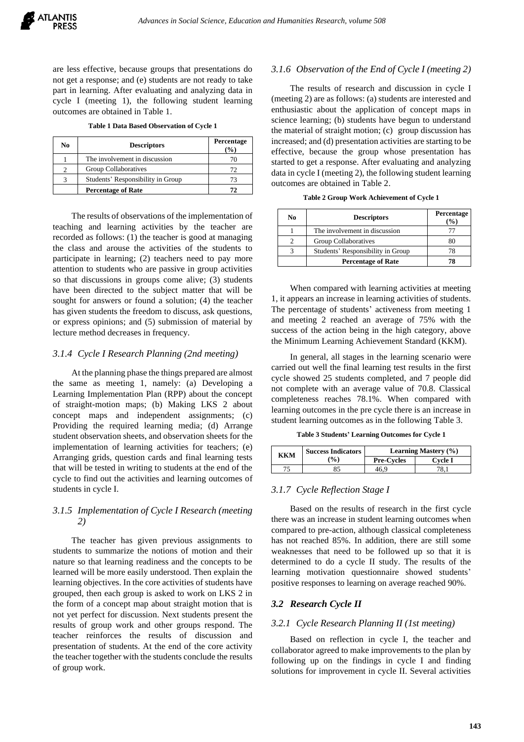are less effective, because groups that presentations do not get a response; and (e) students are not ready to take part in learning. After evaluating and analyzing data in cycle I (meeting 1), the following student learning outcomes are obtained in Table 1.

**Table 1 Data Based Observation of Cycle 1**

| No | Descriptors | Percentage (%) |
|---|---|---|
| 1 | The involvement in discussion | 70 |
| 2 | Group Collaboratives | 72 |
| 3 | Students' Responsibility in Group | 73 |
| | **Percentage of Rate** | **72** |

The results of observations of the implementation of teaching and learning activities by the teacher are recorded as follows: (1) the teacher is good at managing the class and arouse the activities of the students to participate in learning; (2) teachers need to pay more attention to students who are passive in group activities so that discussions in groups come alive; (3) students have been directed to the subject matter that will be sought for answers or found a solution; (4) the teacher has given students the freedom to discuss, ask questions, or express opinions; and (5) submission of material by lecture method decreases in frequency.

### *3.1.4 Cycle I Research Planning (2nd meeting)*

At the planning phase the things prepared are almost the same as meeting 1, namely: (a) Developing a Learning Implementation Plan (RPP) about the concept of straight-motion maps; (b) Making LKS 2 about concept maps and independent assignments; (c) Providing the required learning media; (d) Arrange student observation sheets, and observation sheets for the implementation of learning activities for teachers; (e) Arranging grids, question cards and final learning tests that will be tested in writing to students at the end of the cycle to find out the activities and learning outcomes of students in cycle I.

### *3.1.5 Implementation of Cycle I Research (meeting 2)*

The teacher has given previous assignments to students to summarize the notions of motion and their nature so that learning readiness and the concepts to be learned will be more easily understood. Then explain the learning objectives. In the core activities of students have grouped, then each group is asked to work on LKS 2 in the form of a concept map about straight motion that is not yet perfect for discussion. Next students present the results of group work and other groups respond. The teacher reinforces the results of discussion and presentation of students. At the end of the core activity the teacher together with the students conclude the results of group work.

### *3.1.6 Observation of the End of Cycle I (meeting 2)*

The results of research and discussion in cycle I (meeting 2) are as follows: (a) students are interested and enthusiastic about the application of concept maps in science learning; (b) students have begun to understand the material of straight motion; (c) group discussion has increased; and (d) presentation activities are starting to be effective, because the group whose presentation has started to get a response. After evaluating and analyzing data in cycle I (meeting 2), the following student learning outcomes are obtained in Table 2.

**Table 2 Group Work Achievement of Cycle 1**

| No | Descriptors | Percentage (%) |
|---|---|---|
| 1 | The involvement in discussion | 77 |
| 2 | Group Collaboratives | 80 |
| 3 | Students' Responsibility in Group | 78 |
| | **Percentage of Rate** | **78** |

When compared with learning activities at meeting 1, it appears an increase in learning activities of students. The percentage of students' activeness from meeting 1 and meeting 2 reached an average of 75% with the success of the action being in the high category, above the Minimum Learning Achievement Standard (KKM).

In general, all stages in the learning scenario were carried out well the final learning test results in the first cycle showed 25 students completed, and 7 people did not complete with an average value of 70.8. Classical completeness reaches 78.1%. When compared with learning outcomes in the pre cycle there is an increase in student learning outcomes as in the following Table 3.

**Table 3 Students' Learning Outcomes for Cycle 1**

| KKM | Success Indicators (%) | Learning Mastery (%) | |
|---|---|---|---|
| | | Pre-Cycles | Cycle I |
| 75 | 85 | 46,9 | 78,1 |

### *3.1.7 Cycle Reflection Stage I*

Based on the results of research in the first cycle there was an increase in student learning outcomes when compared to pre-action, although classical completeness has not reached 85%. In addition, there are still some weaknesses that need to be followed up so that it is determined to do a cycle II study. The results of the learning motivation questionnaire showed students' positive responses to learning on average reached 90%.

## *3.2 Research Cycle II*

### *3.2.1 Cycle Research Planning II (1st meeting)*

Based on reflection in cycle I, the teacher and collaborator agreed to make improvements to the plan by following up on the findings in cycle I and finding solutions for improvement in cycle II. Several activities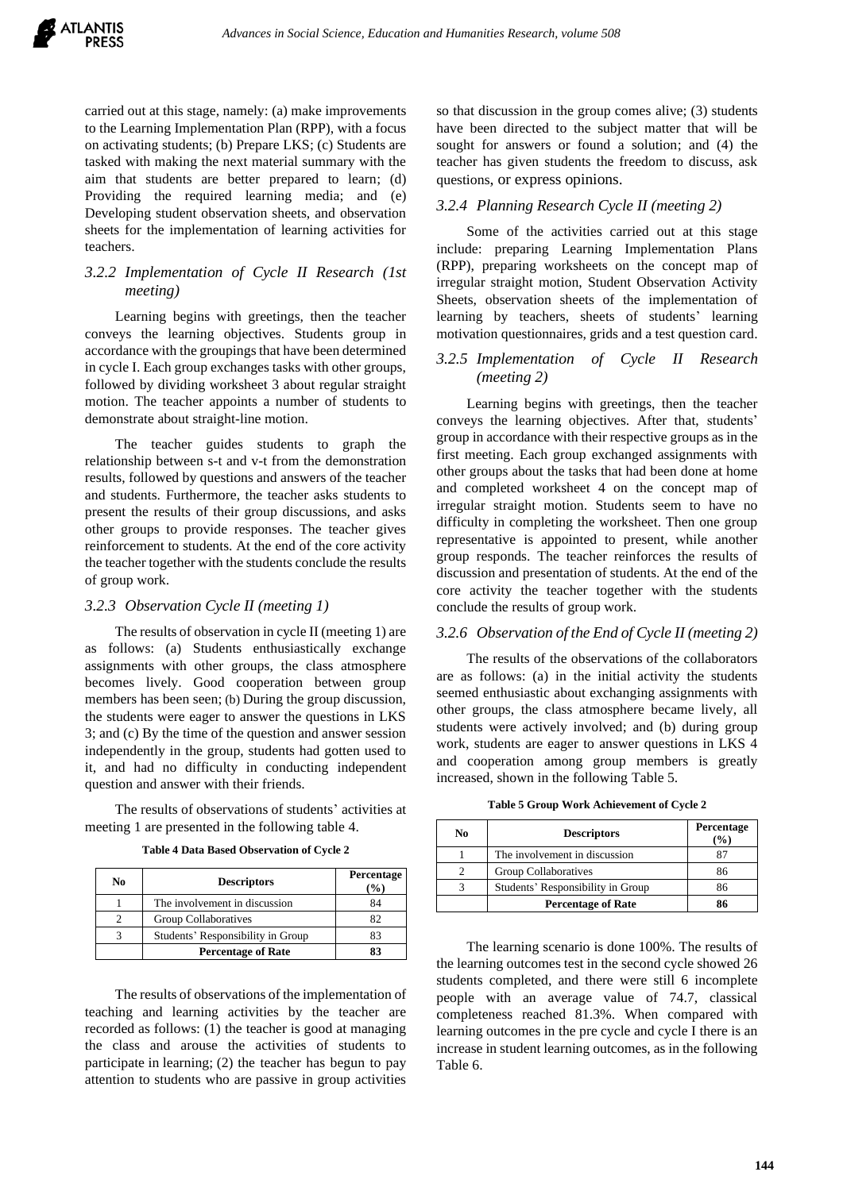carried out at this stage, namely: (a) make improvements to the Learning Implementation Plan (RPP), with a focus on activating students; (b) Prepare LKS; (c) Students are tasked with making the next material summary with the aim that students are better prepared to learn; (d) Providing the required learning media; and (e) Developing student observation sheets, and observation sheets for the implementation of learning activities for teachers.

### *3.2.2 Implementation of Cycle II Research (1st meeting)*

Learning begins with greetings, then the teacher conveys the learning objectives. Students group in accordance with the groupings that have been determined in cycle I. Each group exchanges tasks with other groups, followed by dividing worksheet 3 about regular straight motion. The teacher appoints a number of students to demonstrate about straight-line motion.

The teacher guides students to graph the relationship between s-t and v-t from the demonstration results, followed by questions and answers of the teacher and students. Furthermore, the teacher asks students to present the results of their group discussions, and asks other groups to provide responses. The teacher gives reinforcement to students. At the end of the core activity the teacher together with the students conclude the results of group work.

### *3.2.3 Observation Cycle II (meeting 1)*

The results of observation in cycle II (meeting 1) are as follows: (a) Students enthusiastically exchange assignments with other groups, the class atmosphere becomes lively. Good cooperation between group members has been seen; (b) During the group discussion, the students were eager to answer the questions in LKS 3; and (c) By the time of the question and answer session independently in the group, students had gotten used to it, and had no difficulty in conducting independent question and answer with their friends.

The results of observations of students' activities at meeting 1 are presented in the following table 4.

**Table 4 Data Based Observation of Cycle 2**

| No | Descriptors | Percentage (%) |
|---|---|---|
| 1 | The involvement in discussion | 84 |
| 2 | Group Collaboratives | 82 |
| 3 | Students' Responsibility in Group | 83 |
| | **Percentage of Rate** | **83** |

The results of observations of the implementation of teaching and learning activities by the teacher are recorded as follows: (1) the teacher is good at managing the class and arouse the activities of students to participate in learning; (2) the teacher has begun to pay attention to students who are passive in group activities so that discussion in the group comes alive; (3) students have been directed to the subject matter that will be sought for answers or found a solution; and (4) the teacher has given students the freedom to discuss, ask questions, or express opinions.

### *3.2.4 Planning Research Cycle II (meeting 2)*

Some of the activities carried out at this stage include: preparing Learning Implementation Plans (RPP), preparing worksheets on the concept map of irregular straight motion, Student Observation Activity Sheets, observation sheets of the implementation of learning by teachers, sheets of students' learning motivation questionnaires, grids and a test question card.

### *3.2.5 Implementation of Cycle II Research (meeting 2)*

Learning begins with greetings, then the teacher conveys the learning objectives. After that, students' group in accordance with their respective groups as in the first meeting. Each group exchanged assignments with other groups about the tasks that had been done at home and completed worksheet 4 on the concept map of irregular straight motion. Students seem to have no difficulty in completing the worksheet. Then one group representative is appointed to present, while another group responds. The teacher reinforces the results of discussion and presentation of students. At the end of the core activity the teacher together with the students conclude the results of group work.

### *3.2.6 Observation of the End of Cycle II (meeting 2)*

The results of the observations of the collaborators are as follows: (a) in the initial activity the students seemed enthusiastic about exchanging assignments with other groups, the class atmosphere became lively, all students were actively involved; and (b) during group work, students are eager to answer questions in LKS 4 and cooperation among group members is greatly increased, shown in the following Table 5.

**Table 5 Group Work Achievement of Cycle 2**

| No | Descriptors | Percentage (%) |
|---|---|---|
| 1 | The involvement in discussion | 87 |
| 2 | Group Collaboratives | 86 |
| 3 | Students' Responsibility in Group | 86 |
| | **Percentage of Rate** | **86** |

The learning scenario is done 100%. The results of the learning outcomes test in the second cycle showed 26 students completed, and there were still 6 incomplete people with an average value of 74.7, classical completeness reached 81.3%. When compared with learning outcomes in the pre cycle and cycle I there is an increase in student learning outcomes, as in the following Table 6.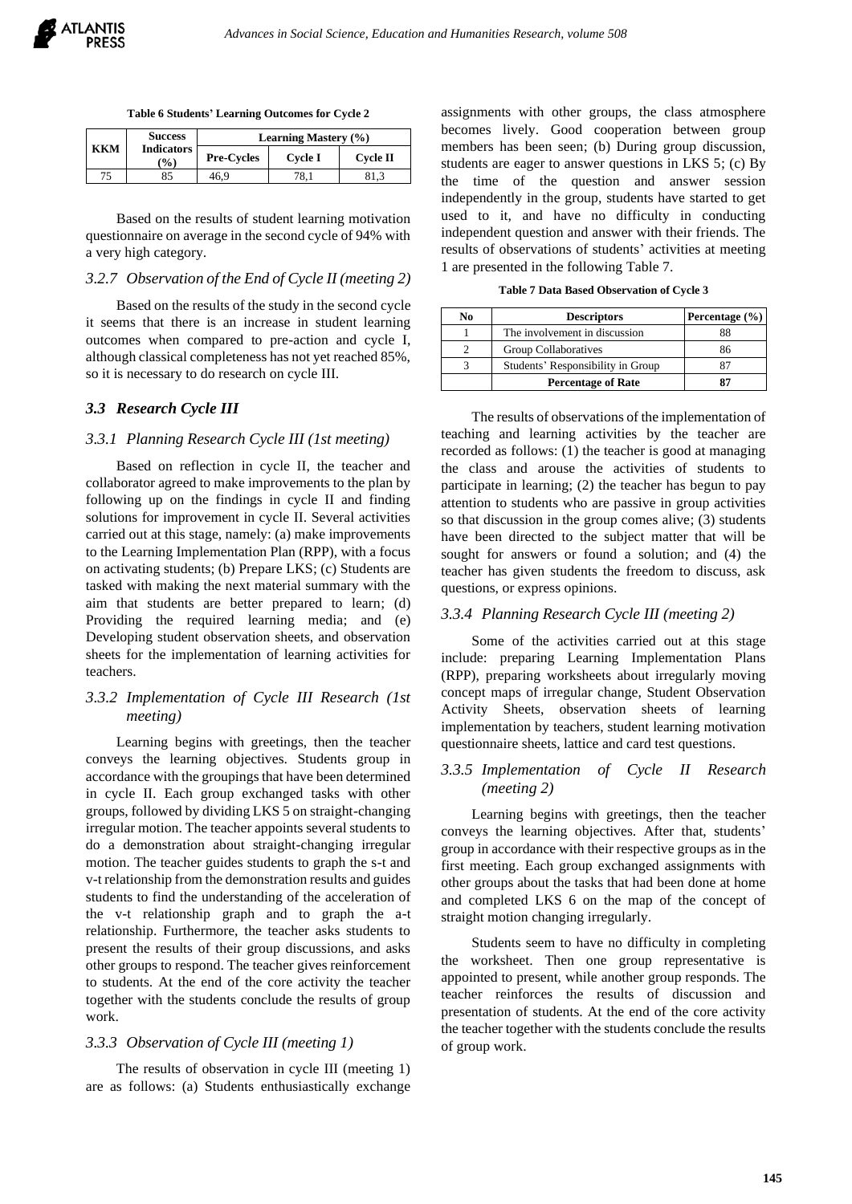**Table 6 Students' Learning Outcomes for Cycle 2**

| KKM | Success Indicators (%) | Learning Mastery (%) | | |
|---|---|---|---|---|
| | | Pre-Cycles | Cycle I | Cycle II |
| 75 | 85 | 46,9 | 78,1 | 81,3 |

Based on the results of student learning motivation questionnaire on average in the second cycle of 94% with a very high category.

### *3.2.7 Observation of the End of Cycle II (meeting 2)*

Based on the results of the study in the second cycle it seems that there is an increase in student learning outcomes when compared to pre-action and cycle I, although classical completeness has not yet reached 85%, so it is necessary to do research on cycle III.

## *3.3 Research Cycle III*

### *3.3.1 Planning Research Cycle III (1st meeting)*

Based on reflection in cycle II, the teacher and collaborator agreed to make improvements to the plan by following up on the findings in cycle II and finding solutions for improvement in cycle II. Several activities carried out at this stage, namely: (a) make improvements to the Learning Implementation Plan (RPP), with a focus on activating students; (b) Prepare LKS; (c) Students are tasked with making the next material summary with the aim that students are better prepared to learn; (d) Providing the required learning media; and (e) Developing student observation sheets, and observation sheets for the implementation of learning activities for teachers.

### *3.3.2 Implementation of Cycle III Research (1st meeting)*

Learning begins with greetings, then the teacher conveys the learning objectives. Students group in accordance with the groupings that have been determined in cycle II. Each group exchanged tasks with other groups, followed by dividing LKS 5 on straight-changing irregular motion. The teacher appoints several students to do a demonstration about straight-changing irregular motion. The teacher guides students to graph the s-t and v-t relationship from the demonstration results and guides students to find the understanding of the acceleration of the v-t relationship graph and to graph the a-t relationship. Furthermore, the teacher asks students to present the results of their group discussions, and asks other groups to respond. The teacher gives reinforcement to students. At the end of the core activity the teacher together with the students conclude the results of group work.

### *3.3.3 Observation of Cycle III (meeting 1)*

The results of observation in cycle III (meeting 1) are as follows: (a) Students enthusiastically exchange assignments with other groups, the class atmosphere becomes lively. Good cooperation between group members has been seen; (b) During group discussion, students are eager to answer questions in LKS 5; (c) By the time of the question and answer session independently in the group, students have started to get used to it, and have no difficulty in conducting independent question and answer with their friends. The results of observations of students' activities at meeting 1 are presented in the following Table 7.

**Table 7 Data Based Observation of Cycle 3**

| No | Descriptors | Percentage (%) |
|---|---|---|
| 1 | The involvement in discussion | 88 |
| 2 | Group Collaboratives | 86 |
| 3 | Students' Responsibility in Group | 87 |
| | **Percentage of Rate** | **87** |

The results of observations of the implementation of teaching and learning activities by the teacher are recorded as follows: (1) the teacher is good at managing the class and arouse the activities of students to participate in learning; (2) the teacher has begun to pay attention to students who are passive in group activities so that discussion in the group comes alive; (3) students have been directed to the subject matter that will be sought for answers or found a solution; and (4) the teacher has given students the freedom to discuss, ask questions, or express opinions.

### *3.3.4 Planning Research Cycle III (meeting 2)*

Some of the activities carried out at this stage include: preparing Learning Implementation Plans (RPP), preparing worksheets about irregularly moving concept maps of irregular change, Student Observation Activity Sheets, observation sheets of learning implementation by teachers, student learning motivation questionnaire sheets, lattice and card test questions.

### *3.3.5 Implementation of Cycle II Research (meeting 2)*

Learning begins with greetings, then the teacher conveys the learning objectives. After that, students' group in accordance with their respective groups as in the first meeting. Each group exchanged assignments with other groups about the tasks that had been done at home and completed LKS 6 on the map of the concept of straight motion changing irregularly.

Students seem to have no difficulty in completing the worksheet. Then one group representative is appointed to present, while another group responds. The teacher reinforces the results of discussion and presentation of students. At the end of the core activity the teacher together with the students conclude the results of group work.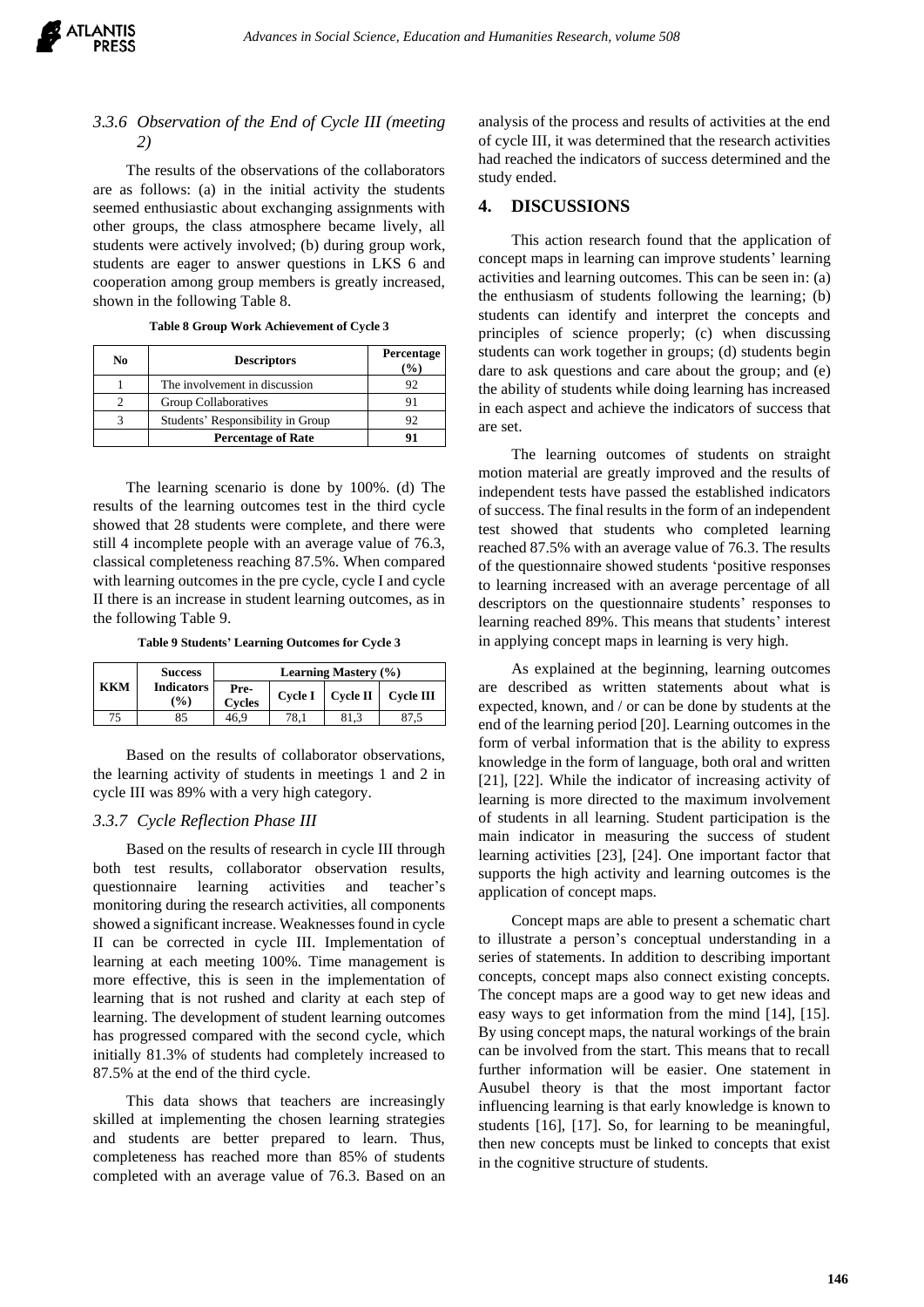### 3.3.6 Observation of the End of Cycle III (meeting 2)

The results of the observations of the collaborators are as follows: (a) in the initial activity the students seemed enthusiastic about exchanging assignments with other groups, the class atmosphere became lively, all students were actively involved; (b) during group work, students are eager to answer questions in LKS 6 and cooperation among group members is greatly increased, shown in the following Table 8.

**Table 8 Group Work Achievement of Cycle 3**

| No | Descriptors | Percentage (%) |
|---|---|---|
| 1 | The involvement in discussion | 92 |
| 2 | Group Collaboratives | 91 |
| 3 | Students' Responsibility in Group | 92 |
| | **Percentage of Rate** | **91** |

The learning scenario is done by 100%. (d) The results of the learning outcomes test in the third cycle showed that 28 students were complete, and there were still 4 incomplete people with an average value of 76.3, classical completeness reaching 87.5%. When compared with learning outcomes in the pre cycle, cycle I and cycle II there is an increase in student learning outcomes, as in the following Table 9.

**Table 9 Students' Learning Outcomes for Cycle 3**

| KKM | Success Indicators (%) | Learning Mastery (%) | | | |
|---|---|---|---|---|---|
| | | Pre-Cycles | Cycle I | Cycle II | Cycle III |
| 75 | 85 | 46,9 | 78,1 | 81,3 | 87,5 |

Based on the results of collaborator observations, the learning activity of students in meetings 1 and 2 in cycle III was 89% with a very high category.

### 3.3.7 Cycle Reflection Phase III

Based on the results of research in cycle III through both test results, collaborator observation results, questionnaire learning activities and teacher's monitoring during the research activities, all components showed a significant increase. Weaknesses found in cycle II can be corrected in cycle III. Implementation of learning at each meeting 100%. Time management is more effective, this is seen in the implementation of learning that is not rushed and clarity at each step of learning. The development of student learning outcomes has progressed compared with the second cycle, which initially 81.3% of students had completely increased to 87.5% at the end of the third cycle.

This data shows that teachers are increasingly skilled at implementing the chosen learning strategies and students are better prepared to learn. Thus, completeness has reached more than 85% of students completed with an average value of 76.3. Based on an analysis of the process and results of activities at the end of cycle III, it was determined that the research activities had reached the indicators of success determined and the study ended.

## 4. DISCUSSIONS

This action research found that the application of concept maps in learning can improve students' learning activities and learning outcomes. This can be seen in: (a) the enthusiasm of students following the learning; (b) students can identify and interpret the concepts and principles of science properly; (c) when discussing students can work together in groups; (d) students begin dare to ask questions and care about the group; and (e) the ability of students while doing learning has increased in each aspect and achieve the indicators of success that are set.

The learning outcomes of students on straight motion material are greatly improved and the results of independent tests have passed the established indicators of success. The final results in the form of an independent test showed that students who completed learning reached 87.5% with an average value of 76.3. The results of the questionnaire showed students 'positive responses to learning increased with an average percentage of all descriptors on the questionnaire students' responses to learning reached 89%. This means that students' interest in applying concept maps in learning is very high.

As explained at the beginning, learning outcomes are described as written statements about what is expected, known, and / or can be done by students at the end of the learning period [20]. Learning outcomes in the form of verbal information that is the ability to express knowledge in the form of language, both oral and written [21], [22]. While the indicator of increasing activity of learning is more directed to the maximum involvement of students in all learning. Student participation is the main indicator in measuring the success of student learning activities [23], [24]. One important factor that supports the high activity and learning outcomes is the application of concept maps.

Concept maps are able to present a schematic chart to illustrate a person's conceptual understanding in a series of statements. In addition to describing important concepts, concept maps also connect existing concepts. The concept maps are a good way to get new ideas and easy ways to get information from the mind [14], [15]. By using concept maps, the natural workings of the brain can be involved from the start. This means that to recall further information will be easier. One statement in Ausubel theory is that the most important factor influencing learning is that early knowledge is known to students [16], [17]. So, for learning to be meaningful, then new concepts must be linked to concepts that exist in the cognitive structure of students.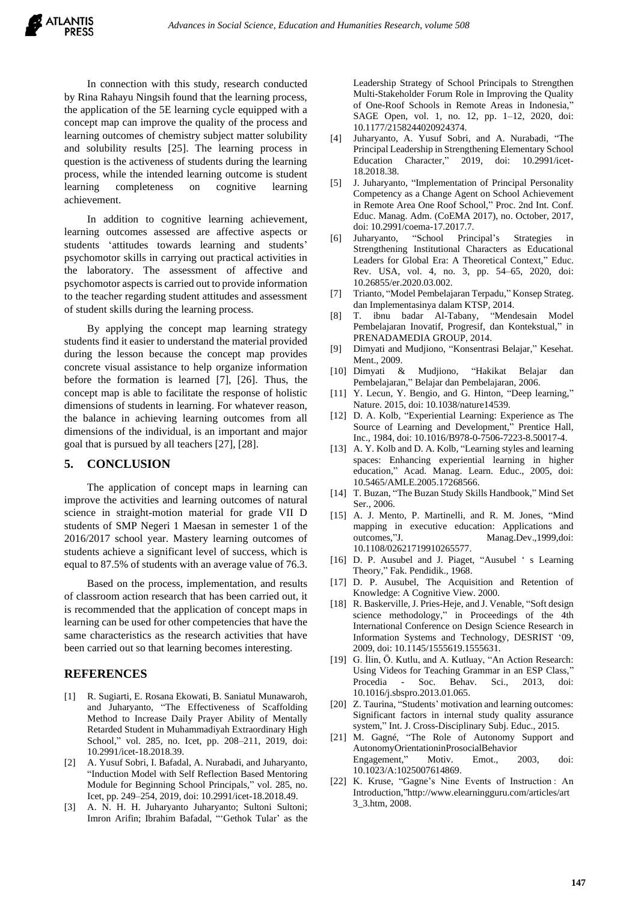In connection with this study, research conducted by Rina Rahayu Ningsih found that the learning process, the application of the 5E learning cycle equipped with a concept map can improve the quality of the process and learning outcomes of chemistry subject matter solubility and solubility results [25]. The learning process in question is the activeness of students during the learning process, while the intended learning outcome is student learning completeness on cognitive learning achievement.

In addition to cognitive learning achievement, learning outcomes assessed are affective aspects or students 'attitudes towards learning and students' psychomotor skills in carrying out practical activities in the laboratory. The assessment of affective and psychomotor aspects is carried out to provide information to the teacher regarding student attitudes and assessment of student skills during the learning process.

By applying the concept map learning strategy students find it easier to understand the material provided during the lesson because the concept map provides concrete visual assistance to help organize information before the formation is learned [7], [26]. Thus, the concept map is able to facilitate the response of holistic dimensions of students in learning. For whatever reason, the balance in achieving learning outcomes from all dimensions of the individual, is an important and major goal that is pursued by all teachers [27], [28].

## 5. CONCLUSION

The application of concept maps in learning can improve the activities and learning outcomes of natural science in straight-motion material for grade VII D students of SMP Negeri 1 Maesan in semester 1 of the 2016/2017 school year. Mastery learning outcomes of students achieve a significant level of success, which is equal to 87.5% of students with an average value of 76.3.

Based on the process, implementation, and results of classroom action research that has been carried out, it is recommended that the application of concept maps in learning can be used for other competencies that have the same characteristics as the research activities that have been carried out so that learning becomes interesting.

## REFERENCES

[1] R. Sugiarti, E. Rosana Ekowati, B. Saniatul Munawaroh, and Juharyanto, "The Effectiveness of Scaffolding Method to Increase Daily Prayer Ability of Mentally Retarded Student in Muhammadiyah Extraordinary High School," vol. 285, no. Icet, pp. 208–211, 2019, doi: 10.2991/icet-18.2018.39.

[2] A. Yusuf Sobri, I. Bafadal, A. Nurabadi, and Juharyanto, "Induction Model with Self Reflection Based Mentoring Module for Beginning School Principals," vol. 285, no. Icet, pp. 249–254, 2019, doi: 10.2991/icet-18.2018.49.

[3] A. N. H. H. Juharyanto Juharyanto; Sultoni Sultoni; Imron Arifin; Ibrahim Bafadal, "'Gethok Tular' as the Leadership Strategy of School Principals to Strengthen Multi-Stakeholder Forum Role in Improving the Quality of One-Roof Schools in Remote Areas in Indonesia," SAGE Open, vol. 1, no. 12, pp. 1–12, 2020, doi: 10.1177/2158244020924374.

[4] Juharyanto, A. Yusuf Sobri, and A. Nurabadi, "The Principal Leadership in Strengthening Elementary School Education Character," 2019, doi: 10.2991/icet-18.2018.38.

[5] J. Juharyanto, "Implementation of Principal Personality Competency as a Change Agent on School Achievement in Remote Area One Roof School," Proc. 2nd Int. Conf. Educ. Manag. Adm. (CoEMA 2017), no. October, 2017, doi: 10.2991/coema-17.2017.7.

[6] Juharyanto, "School Principal's Strategies in Strengthening Institutional Characters as Educational Leaders for Global Era: A Theoretical Context," Educ. Rev. USA, vol. 4, no. 3, pp. 54–65, 2020, doi: 10.26855/er.2020.03.002.

[7] Trianto, "Model Pembelajaran Terpadu," Konsep Strateg. dan Implementasinya dalam KTSP, 2014.

[8] T. ibnu badar Al-Tabany, "Mendesain Model Pembelajaran Inovatif, Progresif, dan Kontekstual," in PRENADAMEDIA GROUP, 2014.

[9] Dimyati and Mudjiono, "Konsentrasi Belajar," Kesehat. Ment., 2009.

[10] Dimyati & Mudjiono, "Hakikat Belajar dan Pembelajaran," Belajar dan Pembelajaran, 2006.

[11] Y. Lecun, Y. Bengio, and G. Hinton, "Deep learning," Nature. 2015, doi: 10.1038/nature14539.

[12] D. A. Kolb, "Experiential Learning: Experience as The Source of Learning and Development," Prentice Hall, Inc., 1984, doi: 10.1016/B978-0-7506-7223-8.50017-4.

[13] A. Y. Kolb and D. A. Kolb, "Learning styles and learning spaces: Enhancing experiential learning in higher education," Acad. Manag. Learn. Educ., 2005, doi: 10.5465/AMLE.2005.17268566.

[14] T. Buzan, "The Buzan Study Skills Handbook," Mind Set Ser., 2006.

[15] A. J. Mento, P. Martinelli, and R. M. Jones, "Mind mapping in executive education: Applications and outcomes,"J. Manag.Dev.,1999,doi: 10.1108/02621719910265577.

[16] D. P. Ausubel and J. Piaget, "Ausubel ' s Learning Theory," Fak. Pendidik., 1968.

[17] D. P. Ausubel, The Acquisition and Retention of Knowledge: A Cognitive View. 2000.

[18] R. Baskerville, J. Pries-Heje, and J. Venable, "Soft design science methodology," in Proceedings of the 4th International Conference on Design Science Research in Information Systems and Technology, DESRIST '09, 2009, doi: 10.1145/1555619.1555631.

[19] G. İlin, Ö. Kutlu, and A. Kutluay, "An Action Research: Using Videos for Teaching Grammar in an ESP Class," Procedia - Soc. Behav. Sci., 2013, doi: 10.1016/j.sbspro.2013.01.065.

[20] Z. Taurina, "Students' motivation and learning outcomes: Significant factors in internal study quality assurance system," Int. J. Cross-Disciplinary Subj. Educ., 2015.

[21] M. Gagné, "The Role of Autonomy Support and AutonomyOrientationinProsocialBehavior Engagement," Motiv. Emot., 2003, doi: 10.1023/A:1025007614869.

[22] K. Kruse, "Gagne's Nine Events of Instruction : An Introduction,"http://www.elearningguru.com/articles/art3_3.htm, 2008.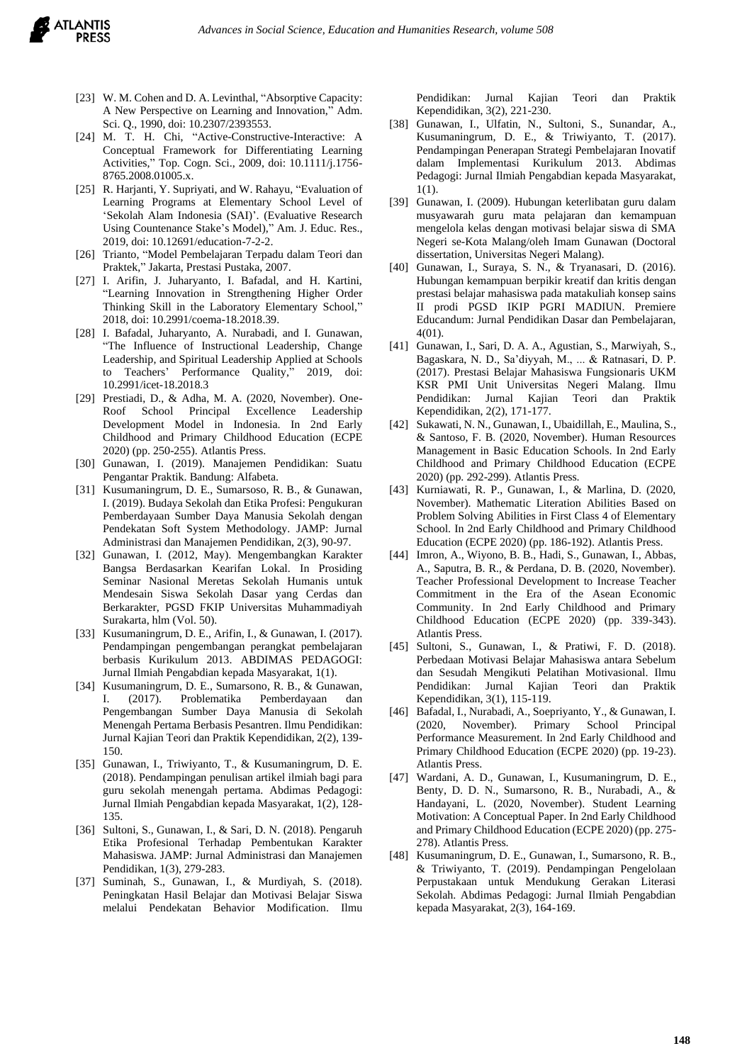[23] W. M. Cohen and D. A. Levinthal, "Absorptive Capacity: A New Perspective on Learning and Innovation," Adm. Sci. Q., 1990, doi: 10.2307/2393553.

[24] M. T. H. Chi, "Active-Constructive-Interactive: A Conceptual Framework for Differentiating Learning Activities," Top. Cogn. Sci., 2009, doi: 10.1111/j.1756-8765.2008.01005.x.

[25] R. Harjanti, Y. Supriyati, and W. Rahayu, "Evaluation of Learning Programs at Elementary School Level of 'Sekolah Alam Indonesia (SAI)'. (Evaluative Research Using Countenance Stake's Model)," Am. J. Educ. Res., 2019, doi: 10.12691/education-7-2-2.

[26] Trianto, "Model Pembelajaran Terpadu dalam Teori dan Praktek," Jakarta, Prestasi Pustaka, 2007.

[27] I. Arifin, J. Juharyanto, I. Bafadal, and H. Kartini, "Learning Innovation in Strengthening Higher Order Thinking Skill in the Laboratory Elementary School," 2018, doi: 10.2991/coema-18.2018.39.

[28] I. Bafadal, Juharyanto, A. Nurabadi, and I. Gunawan, "The Influence of Instructional Leadership, Change Leadership, and Spiritual Leadership Applied at Schools to Teachers' Performance Quality," 2019, doi: 10.2991/icet-18.2018.3

[29] Prestiadi, D., & Adha, M. A. (2020, November). One-Roof School Principal Excellence Leadership Development Model in Indonesia. In 2nd Early Childhood and Primary Childhood Education (ECPE 2020) (pp. 250-255). Atlantis Press.

[30] Gunawan, I. (2019). Manajemen Pendidikan: Suatu Pengantar Praktik. Bandung: Alfabeta.

[31] Kusumaningrum, D. E., Sumarsoso, R. B., & Gunawan, I. (2019). Budaya Sekolah dan Etika Profesi: Pengukuran Pemberdayaan Sumber Daya Manusia Sekolah dengan Pendekatan Soft System Methodology. JAMP: Jurnal Administrasi dan Manajemen Pendidikan, 2(3), 90-97.

[32] Gunawan, I. (2012, May). Mengembangkan Karakter Bangsa Berdasarkan Kearifan Lokal. In Prosiding Seminar Nasional Meretas Sekolah Humanis untuk Mendesain Siswa Sekolah Dasar yang Cerdas dan Berkarakter, PGSD FKIP Universitas Muhammadiyah Surakarta, hlm (Vol. 50).

[33] Kusumaningrum, D. E., Arifin, I., & Gunawan, I. (2017). Pendampingan pengembangan perangkat pembelajaran berbasis Kurikulum 2013. ABDIMAS PEDAGOGI: Jurnal Ilmiah Pengabdian kepada Masyarakat, 1(1).

[34] Kusumaningrum, D. E., Sumarsono, R. B., & Gunawan, I. (2017). Problematika Pemberdayaan dan Pengembangan Sumber Daya Manusia di Sekolah Menengah Pertama Berbasis Pesantren. Ilmu Pendidikan: Jurnal Kajian Teori dan Praktik Kependidikan, 2(2), 139-150.

[35] Gunawan, I., Triwiyanto, T., & Kusumaningrum, D. E. (2018). Pendampingan penulisan artikel ilmiah bagi para guru sekolah menengah pertama. Abdimas Pedagogi: Jurnal Ilmiah Pengabdian kepada Masyarakat, 1(2), 128-135.

[36] Sultoni, S., Gunawan, I., & Sari, D. N. (2018). Pengaruh Etika Profesional Terhadap Pembentukan Karakter Mahasiswa. JAMP: Jurnal Administrasi dan Manajemen Pendidikan, 1(3), 279-283.

[37] Suminah, S., Gunawan, I., & Murdiyah, S. (2018). Peningkatan Hasil Belajar dan Motivasi Belajar Siswa melalui Pendekatan Behavior Modification. Ilmu Pendidikan: Jurnal Kajian Teori dan Praktik Kependidikan, 3(2), 221-230.

[38] Gunawan, I., Ulfatin, N., Sultoni, S., Sunandar, A., Kusumaningrum, D. E., & Triwiyanto, T. (2017). Pendampingan Penerapan Strategi Pembelajaran Inovatif dalam Implementasi Kurikulum 2013. Abdimas Pedagogi: Jurnal Ilmiah Pengabdian kepada Masyarakat, 1(1).

[39] Gunawan, I. (2009). Hubungan keterlibatan guru dalam musyawarah guru mata pelajaran dan kemampuan mengelola kelas dengan motivasi belajar siswa di SMA Negeri se-Kota Malang/oleh Imam Gunawan (Doctoral dissertation, Universitas Negeri Malang).

[40] Gunawan, I., Suraya, S. N., & Tryanasari, D. (2016). Hubungan kemampuan berpikir kreatif dan kritis dengan prestasi belajar mahasiswa pada matakuliah konsep sains II prodi PGSD IKIP PGRI MADIUN. Premiere Educandum: Jurnal Pendidikan Dasar dan Pembelajaran, 4(01).

[41] Gunawan, I., Sari, D. A. A., Agustian, S., Marwiyah, S., Bagaskara, N. D., Sa'diyyah, M., ... & Ratnasari, D. P. (2017). Prestasi Belajar Mahasiswa Fungsionaris UKM KSR PMI Unit Universitas Negeri Malang. Ilmu Pendidikan: Jurnal Kajian Teori dan Praktik Kependidikan, 2(2), 171-177.

[42] Sukawati, N. N., Gunawan, I., Ubaidillah, E., Maulina, S., & Santoso, F. B. (2020, November). Human Resources Management in Basic Education Schools. In 2nd Early Childhood and Primary Childhood Education (ECPE 2020) (pp. 292-299). Atlantis Press.

[43] Kurniawati, R. P., Gunawan, I., & Marlina, D. (2020, November). Mathematic Literation Abilities Based on Problem Solving Abilities in First Class 4 of Elementary School. In 2nd Early Childhood and Primary Childhood Education (ECPE 2020) (pp. 186-192). Atlantis Press.

[44] Imron, A., Wiyono, B. B., Hadi, S., Gunawan, I., Abbas, A., Saputra, B. R., & Perdana, D. B. (2020, November). Teacher Professional Development to Increase Teacher Commitment in the Era of the Asean Economic Community. In 2nd Early Childhood and Primary Childhood Education (ECPE 2020) (pp. 339-343). Atlantis Press.

[45] Sultoni, S., Gunawan, I., & Pratiwi, F. D. (2018). Perbedaan Motivasi Belajar Mahasiswa antara Sebelum dan Sesudah Mengikuti Pelatihan Motivasional. Ilmu Pendidikan: Jurnal Kajian Teori dan Praktik Kependidikan, 3(1), 115-119.

[46] Bafadal, I., Nurabadi, A., Soepriyanto, Y., & Gunawan, I. (2020, November). Primary School Principal Performance Measurement. In 2nd Early Childhood and Primary Childhood Education (ECPE 2020) (pp. 19-23). Atlantis Press.

[47] Wardani, A. D., Gunawan, I., Kusumaningrum, D. E., Benty, D. D. N., Sumarsono, R. B., Nurabadi, A., & Handayani, L. (2020, November). Student Learning Motivation: A Conceptual Paper. In 2nd Early Childhood and Primary Childhood Education (ECPE 2020) (pp. 275-278). Atlantis Press.

[48] Kusumaningrum, D. E., Gunawan, I., Sumarsono, R. B., & Triwiyanto, T. (2019). Pendampingan Pengelolaan Perpustakaan untuk Mendukung Gerakan Literasi Sekolah. Abdimas Pedagogi: Jurnal Ilmiah Pengabdian kepada Masyarakat, 2(3), 164-169.